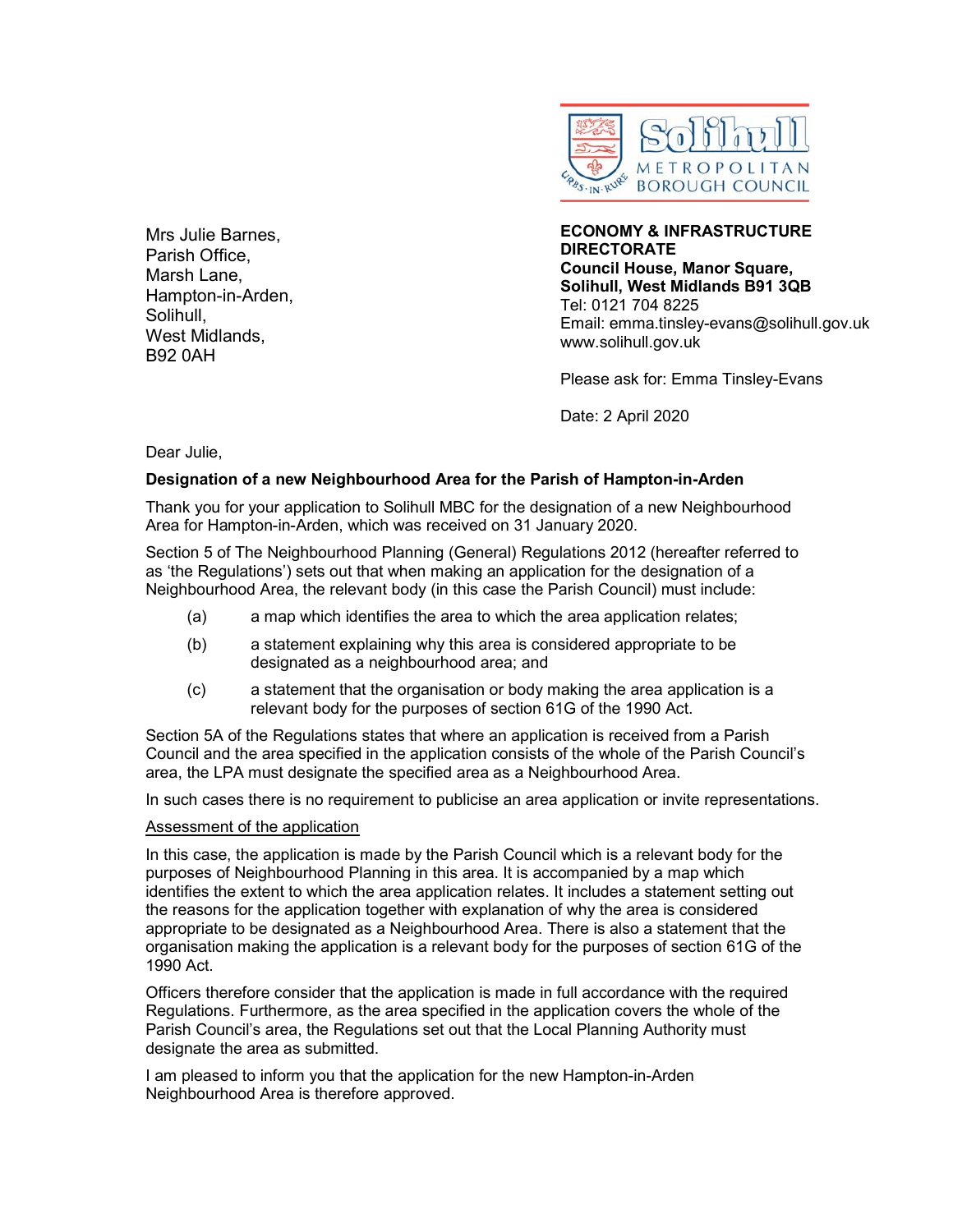Solihull Metropolitan Borough Council

Mrs Julie Barnes,
Parish Office,
Marsh Lane,
Hampton-in-Arden,
Solihull,
West Midlands,
B92 0AH

**ECONOMY & INFRASTRUCTURE DIRECTORATE**
**Council House, Manor Square,**
**Solihull, West Midlands B91 3QB**
Tel: 0121 704 8225
Email: emma.tinsley-evans@solihull.gov.uk
www.solihull.gov.uk

Please ask for: Emma Tinsley-Evans

Date: 2 April 2020

Dear Julie,

**Designation of a new Neighbourhood Area for the Parish of Hampton-in-Arden**

Thank you for your application to Solihull MBC for the designation of a new Neighbourhood Area for Hampton-in-Arden, which was received on 31 January 2020.

Section 5 of The Neighbourhood Planning (General) Regulations 2012 (hereafter referred to as 'the Regulations') sets out that when making an application for the designation of a Neighbourhood Area, the relevant body (in this case the Parish Council) must include:

(a) a map which identifies the area to which the area application relates;

(b) a statement explaining why this area is considered appropriate to be designated as a neighbourhood area; and

(c) a statement that the organisation or body making the area application is a relevant body for the purposes of section 61G of the 1990 Act.

Section 5A of the Regulations states that where an application is received from a Parish Council and the area specified in the application consists of the whole of the Parish Council's area, the LPA must designate the specified area as a Neighbourhood Area.

In such cases there is no requirement to publicise an area application or invite representations.

Assessment of the application

In this case, the application is made by the Parish Council which is a relevant body for the purposes of Neighbourhood Planning in this area. It is accompanied by a map which identifies the extent to which the area application relates. It includes a statement setting out the reasons for the application together with explanation of why the area is considered appropriate to be designated as a Neighbourhood Area. There is also a statement that the organisation making the application is a relevant body for the purposes of section 61G of the 1990 Act.

Officers therefore consider that the application is made in full accordance with the required Regulations. Furthermore, as the area specified in the application covers the whole of the Parish Council's area, the Regulations set out that the Local Planning Authority must designate the area as submitted.

I am pleased to inform you that the application for the new Hampton-in-Arden Neighbourhood Area is therefore approved.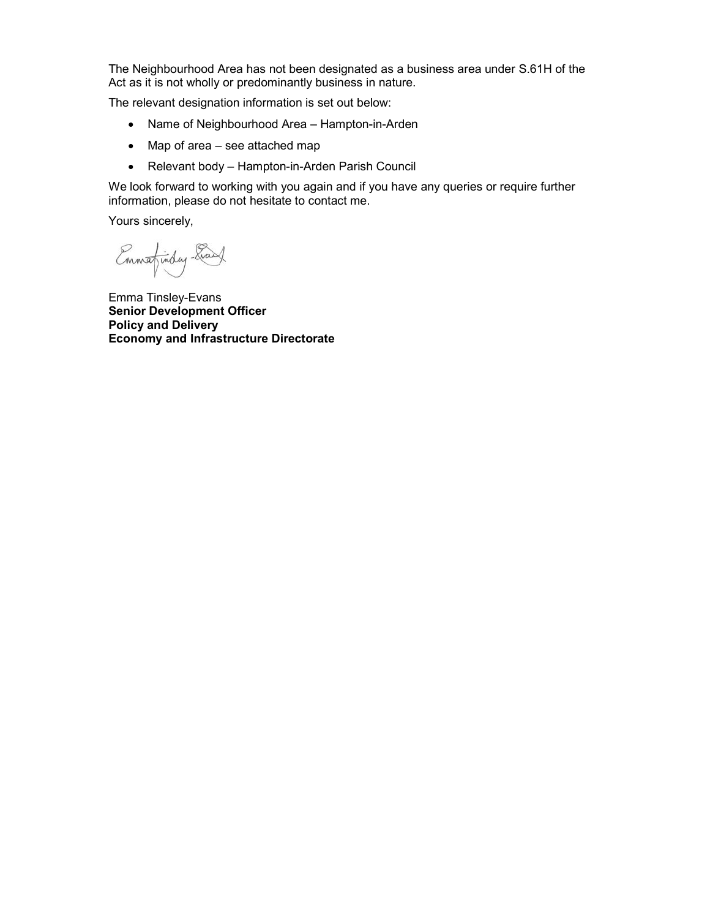The Neighbourhood Area has not been designated as a business area under S.61H of the Act as it is not wholly or predominantly business in nature.

The relevant designation information is set out below:

- Name of Neighbourhood Area – Hampton-in-Arden
- Map of area – see attached map
- Relevant body – Hampton-in-Arden Parish Council

We look forward to working with you again and if you have any queries or require further information, please do not hesitate to contact me.

Yours sincerely,

Emma Tinsley-Evans
**Senior Development Officer**
**Policy and Delivery**
**Economy and Infrastructure Directorate**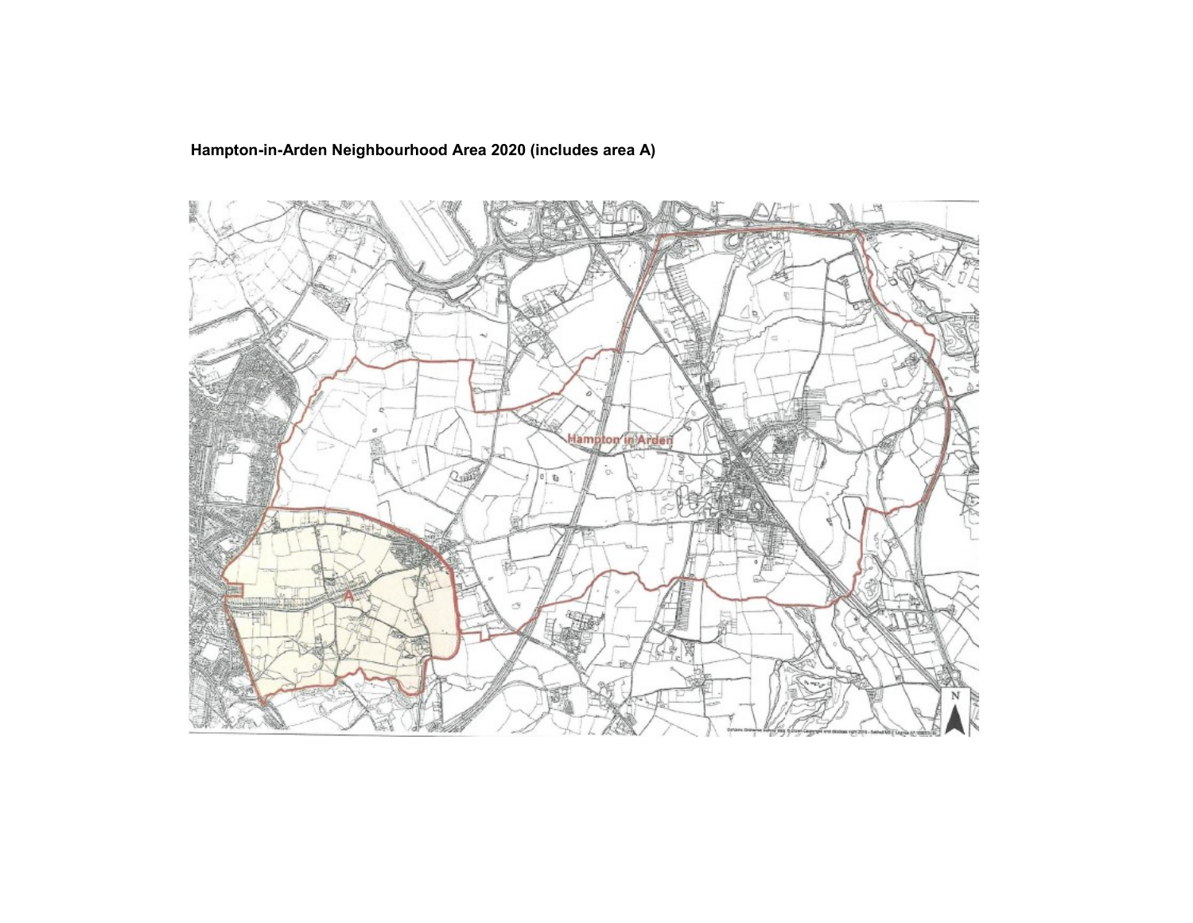**Hampton-in-Arden Neighbourhood Area 2020 (includes area A)**

Hampton in Arden

A

N